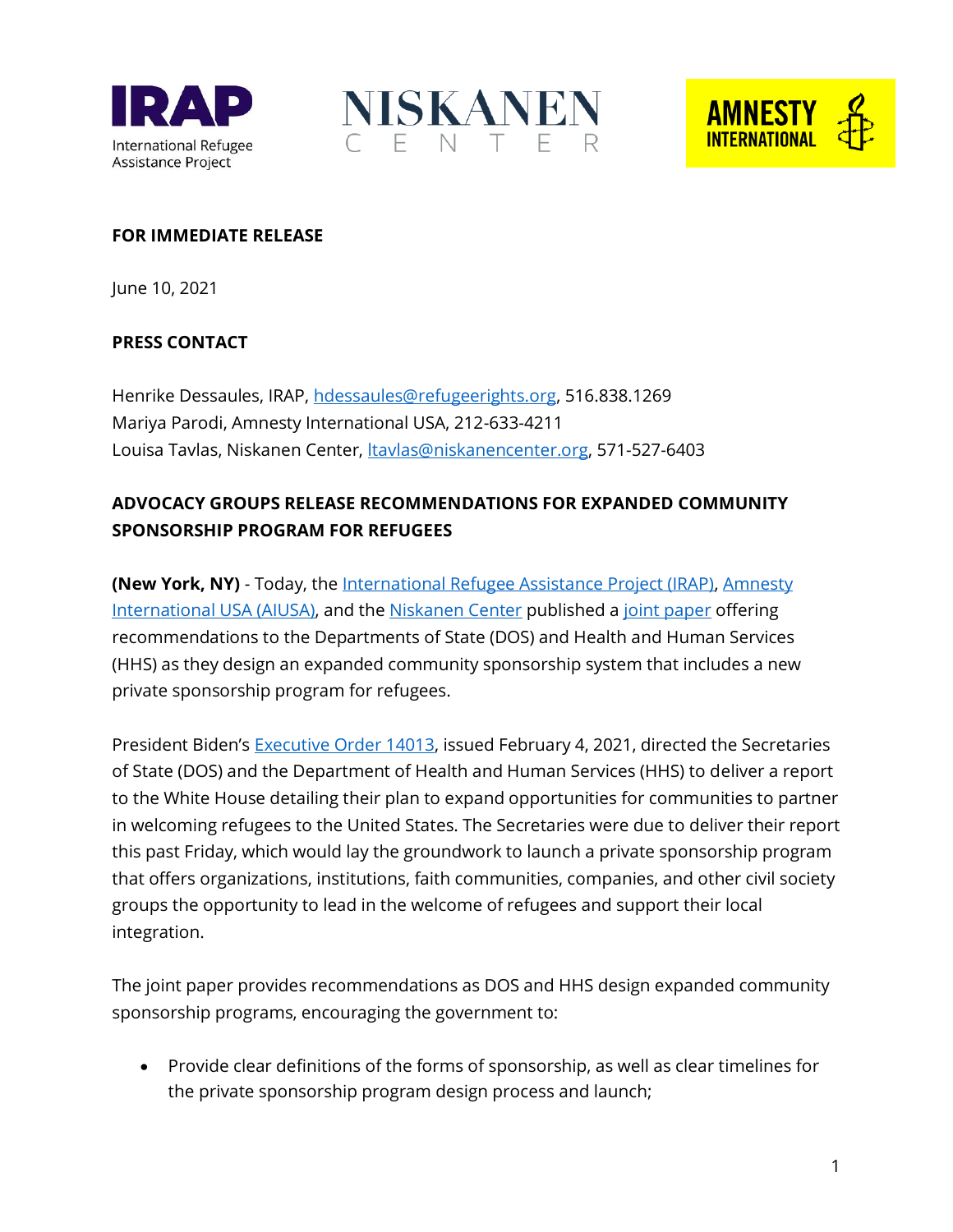**FOR IMMEDIATE RELEASE**

June 10, 2021

**PRESS CONTACT**

Henrike Dessaules, IRAP, hdessaules@refugeerights.org, 516.838.1269
Mariya Parodi, Amnesty International USA, 212-633-4211
Louisa Tavlas, Niskanen Center, ltavlas@niskanencenter.org, 571-527-6403

**ADVOCACY GROUPS RELEASE RECOMMENDATIONS FOR EXPANDED COMMUNITY SPONSORSHIP PROGRAM FOR REFUGEES**

**(New York, NY)** - Today, the International Refugee Assistance Project (IRAP), Amnesty International USA (AIUSA), and the Niskanen Center published a joint paper offering recommendations to the Departments of State (DOS) and Health and Human Services (HHS) as they design an expanded community sponsorship system that includes a new private sponsorship program for refugees.

President Biden's Executive Order 14013, issued February 4, 2021, directed the Secretaries of State (DOS) and the Department of Health and Human Services (HHS) to deliver a report to the White House detailing their plan to expand opportunities for communities to partner in welcoming refugees to the United States. The Secretaries were due to deliver their report this past Friday, which would lay the groundwork to launch a private sponsorship program that offers organizations, institutions, faith communities, companies, and other civil society groups the opportunity to lead in the welcome of refugees and support their local integration.

The joint paper provides recommendations as DOS and HHS design expanded community sponsorship programs, encouraging the government to:

- Provide clear definitions of the forms of sponsorship, as well as clear timelines for the private sponsorship program design process and launch;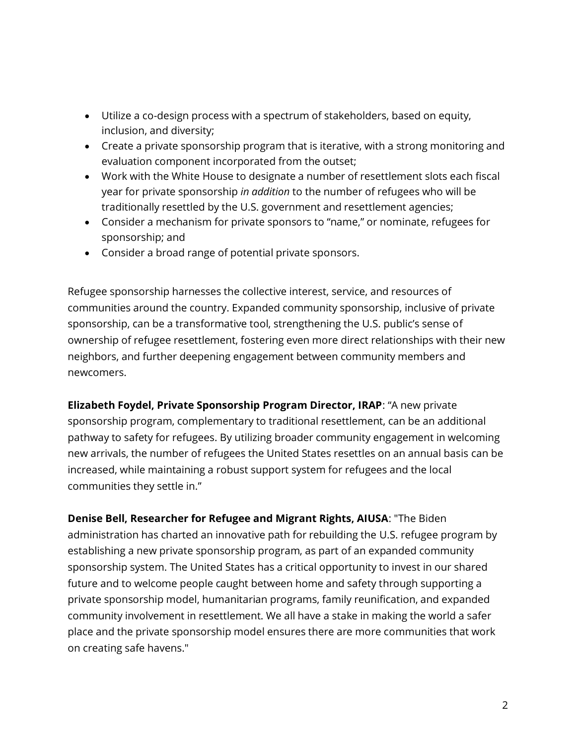- Utilize a co-design process with a spectrum of stakeholders, based on equity, inclusion, and diversity;
- Create a private sponsorship program that is iterative, with a strong monitoring and evaluation component incorporated from the outset;
- Work with the White House to designate a number of resettlement slots each fiscal year for private sponsorship *in addition* to the number of refugees who will be traditionally resettled by the U.S. government and resettlement agencies;
- Consider a mechanism for private sponsors to "name," or nominate, refugees for sponsorship; and
- Consider a broad range of potential private sponsors.

Refugee sponsorship harnesses the collective interest, service, and resources of communities around the country. Expanded community sponsorship, inclusive of private sponsorship, can be a transformative tool, strengthening the U.S. public's sense of ownership of refugee resettlement, fostering even more direct relationships with their new neighbors, and further deepening engagement between community members and newcomers.

**Elizabeth Foydel, Private Sponsorship Program Director, IRAP**: "A new private sponsorship program, complementary to traditional resettlement, can be an additional pathway to safety for refugees. By utilizing broader community engagement in welcoming new arrivals, the number of refugees the United States resettles on an annual basis can be increased, while maintaining a robust support system for refugees and the local communities they settle in."

**Denise Bell, Researcher for Refugee and Migrant Rights, AIUSA**: "The Biden administration has charted an innovative path for rebuilding the U.S. refugee program by establishing a new private sponsorship program, as part of an expanded community sponsorship system. The United States has a critical opportunity to invest in our shared future and to welcome people caught between home and safety through supporting a private sponsorship model, humanitarian programs, family reunification, and expanded community involvement in resettlement. We all have a stake in making the world a safer place and the private sponsorship model ensures there are more communities that work on creating safe havens."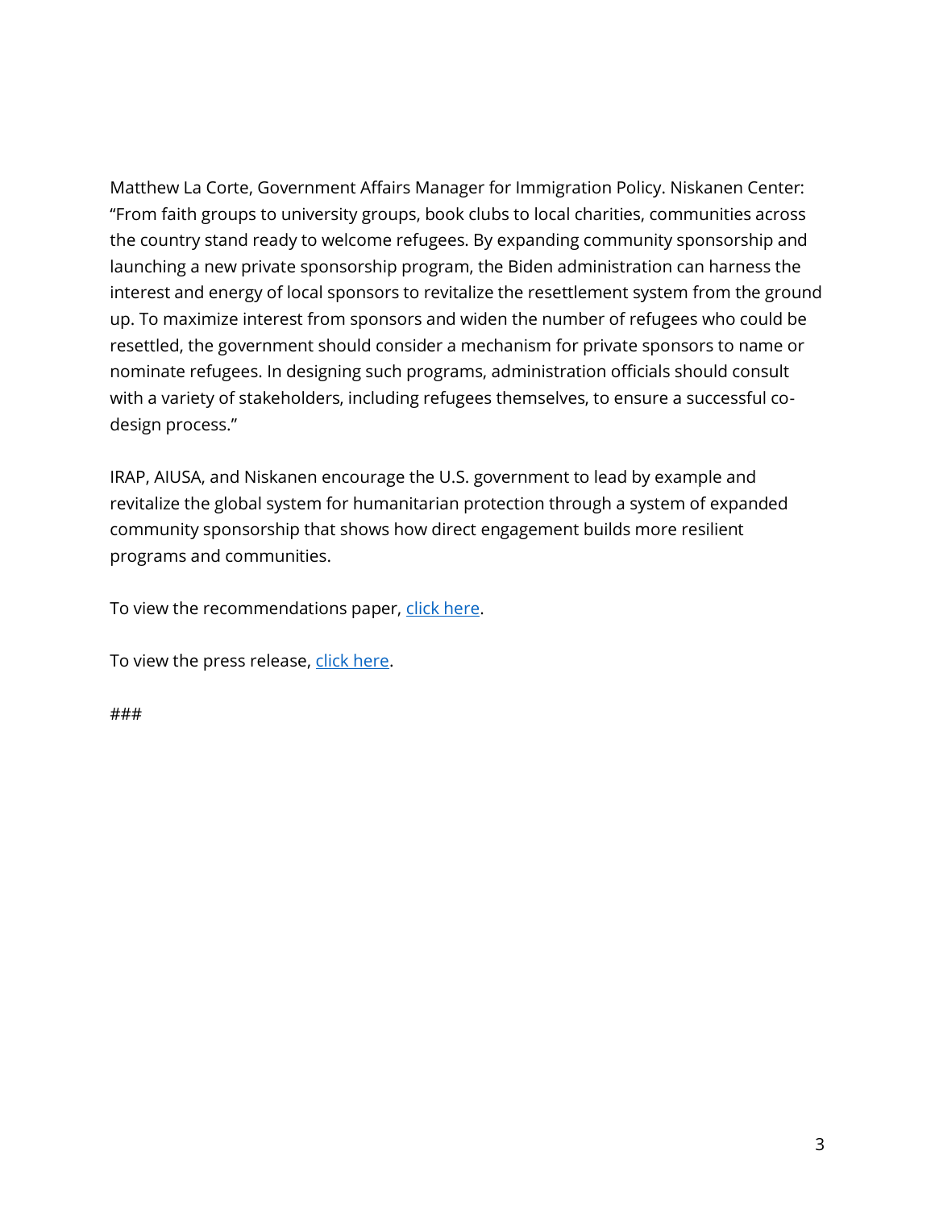Matthew La Corte, Government Affairs Manager for Immigration Policy. Niskanen Center: "From faith groups to university groups, book clubs to local charities, communities across the country stand ready to welcome refugees. By expanding community sponsorship and launching a new private sponsorship program, the Biden administration can harness the interest and energy of local sponsors to revitalize the resettlement system from the ground up. To maximize interest from sponsors and widen the number of refugees who could be resettled, the government should consider a mechanism for private sponsors to name or nominate refugees. In designing such programs, administration officials should consult with a variety of stakeholders, including refugees themselves, to ensure a successful co-design process."

IRAP, AIUSA, and Niskanen encourage the U.S. government to lead by example and revitalize the global system for humanitarian protection through a system of expanded community sponsorship that shows how direct engagement builds more resilient programs and communities.

To view the recommendations paper, click here.

To view the press release, click here.

###